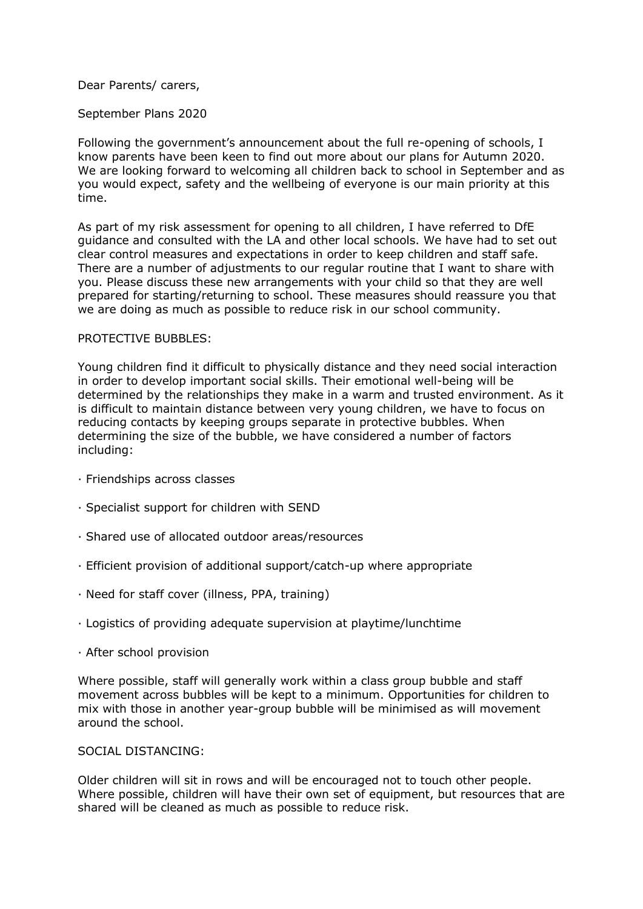Dear Parents/ carers,

September Plans 2020

Following the government's announcement about the full re-opening of schools, I know parents have been keen to find out more about our plans for Autumn 2020. We are looking forward to welcoming all children back to school in September and as you would expect, safety and the wellbeing of everyone is our main priority at this time.

As part of my risk assessment for opening to all children, I have referred to DfE guidance and consulted with the LA and other local schools. We have had to set out clear control measures and expectations in order to keep children and staff safe. There are a number of adjustments to our regular routine that I want to share with you. Please discuss these new arrangements with your child so that they are well prepared for starting/returning to school. These measures should reassure you that we are doing as much as possible to reduce risk in our school community.

PROTECTIVE BUBBLES:

Young children find it difficult to physically distance and they need social interaction in order to develop important social skills. Their emotional well-being will be determined by the relationships they make in a warm and trusted environment. As it is difficult to maintain distance between very young children, we have to focus on reducing contacts by keeping groups separate in protective bubbles. When determining the size of the bubble, we have considered a number of factors including:

· Friendships across classes

· Specialist support for children with SEND

· Shared use of allocated outdoor areas/resources

· Efficient provision of additional support/catch-up where appropriate

· Need for staff cover (illness, PPA, training)

· Logistics of providing adequate supervision at playtime/lunchtime

· After school provision

Where possible, staff will generally work within a class group bubble and staff movement across bubbles will be kept to a minimum. Opportunities for children to mix with those in another year-group bubble will be minimised as will movement around the school.

SOCIAL DISTANCING:

Older children will sit in rows and will be encouraged not to touch other people. Where possible, children will have their own set of equipment, but resources that are shared will be cleaned as much as possible to reduce risk.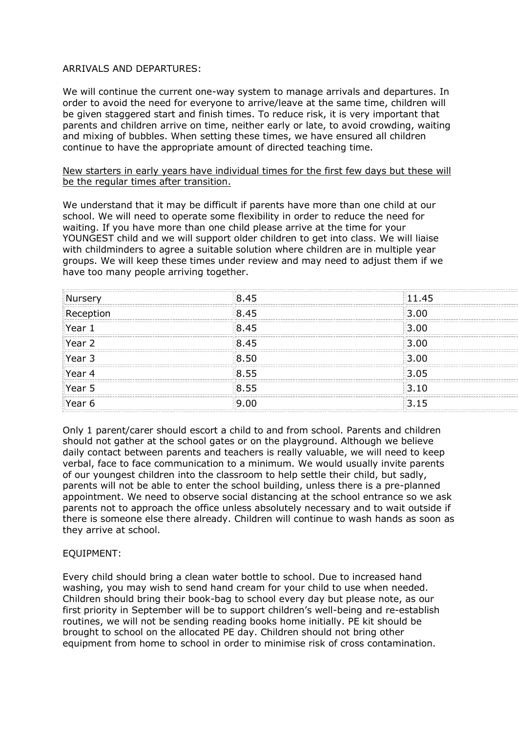ARRIVALS AND DEPARTURES:

We will continue the current one-way system to manage arrivals and departures. In order to avoid the need for everyone to arrive/leave at the same time, children will be given staggered start and finish times. To reduce risk, it is very important that parents and children arrive on time, neither early or late, to avoid crowding, waiting and mixing of bubbles. When setting these times, we have ensured all children continue to have the appropriate amount of directed teaching time.

<u>New starters in early years have individual times for the first few days but these will be the regular times after transition.</u>

We understand that it may be difficult if parents have more than one child at our school. We will need to operate some flexibility in order to reduce the need for waiting. If you have more than one child please arrive at the time for your YOUNGEST child and we will support older children to get into class. We will liaise with childminders to agree a suitable solution where children are in multiple year groups. We will keep these times under review and may need to adjust them if we have too many people arriving together.

| | | |
|---|---|---|
| Nursery | 8.45 | 11.45 |
| Reception | 8.45 | 3.00 |
| Year 1 | 8.45 | 3.00 |
| Year 2 | 8.45 | 3.00 |
| Year 3 | 8.50 | 3.00 |
| Year 4 | 8.55 | 3.05 |
| Year 5 | 8.55 | 3.10 |
| Year 6 | 9.00 | 3.15 |

Only 1 parent/carer should escort a child to and from school. Parents and children should not gather at the school gates or on the playground. Although we believe daily contact between parents and teachers is really valuable, we will need to keep verbal, face to face communication to a minimum. We would usually invite parents of our youngest children into the classroom to help settle their child, but sadly, parents will not be able to enter the school building, unless there is a pre-planned appointment. We need to observe social distancing at the school entrance so we ask parents not to approach the office unless absolutely necessary and to wait outside if there is someone else there already. Children will continue to wash hands as soon as they arrive at school.

EQUIPMENT:

Every child should bring a clean water bottle to school. Due to increased hand washing, you may wish to send hand cream for your child to use when needed. Children should bring their book-bag to school every day but please note, as our first priority in September will be to support children's well-being and re-establish routines, we will not be sending reading books home initially. PE kit should be brought to school on the allocated PE day. Children should not bring other equipment from home to school in order to minimise risk of cross contamination.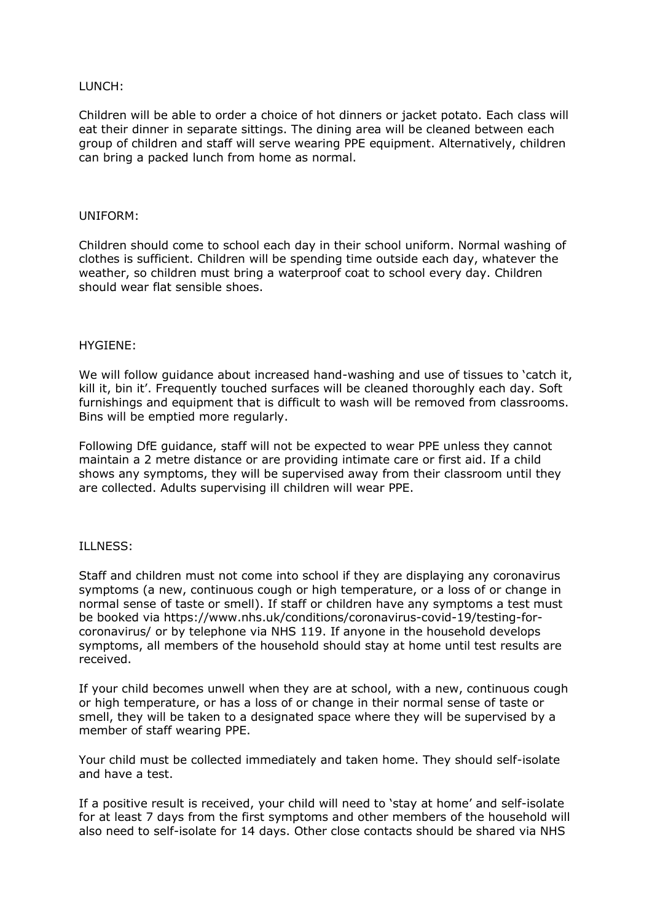LUNCH:

Children will be able to order a choice of hot dinners or jacket potato. Each class will eat their dinner in separate sittings. The dining area will be cleaned between each group of children and staff will serve wearing PPE equipment. Alternatively, children can bring a packed lunch from home as normal.

UNIFORM:

Children should come to school each day in their school uniform. Normal washing of clothes is sufficient. Children will be spending time outside each day, whatever the weather, so children must bring a waterproof coat to school every day. Children should wear flat sensible shoes.

HYGIENE:

We will follow guidance about increased hand-washing and use of tissues to 'catch it, kill it, bin it'. Frequently touched surfaces will be cleaned thoroughly each day. Soft furnishings and equipment that is difficult to wash will be removed from classrooms. Bins will be emptied more regularly.

Following DfE guidance, staff will not be expected to wear PPE unless they cannot maintain a 2 metre distance or are providing intimate care or first aid. If a child shows any symptoms, they will be supervised away from their classroom until they are collected. Adults supervising ill children will wear PPE.

ILLNESS:

Staff and children must not come into school if they are displaying any coronavirus symptoms (a new, continuous cough or high temperature, or a loss of or change in normal sense of taste or smell). If staff or children have any symptoms a test must be booked via https://www.nhs.uk/conditions/coronavirus-covid-19/testing-for-coronavirus/ or by telephone via NHS 119. If anyone in the household develops symptoms, all members of the household should stay at home until test results are received.

If your child becomes unwell when they are at school, with a new, continuous cough or high temperature, or has a loss of or change in their normal sense of taste or smell, they will be taken to a designated space where they will be supervised by a member of staff wearing PPE.

Your child must be collected immediately and taken home. They should self-isolate and have a test.

If a positive result is received, your child will need to 'stay at home' and self-isolate for at least 7 days from the first symptoms and other members of the household will also need to self-isolate for 14 days. Other close contacts should be shared via NHS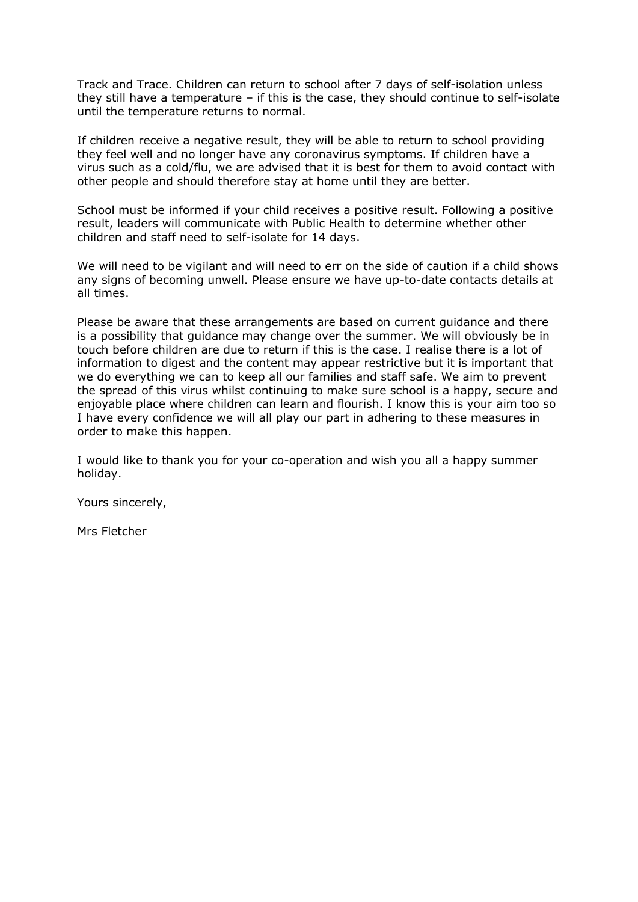Track and Trace. Children can return to school after 7 days of self-isolation unless they still have a temperature – if this is the case, they should continue to self-isolate until the temperature returns to normal.

If children receive a negative result, they will be able to return to school providing they feel well and no longer have any coronavirus symptoms. If children have a virus such as a cold/flu, we are advised that it is best for them to avoid contact with other people and should therefore stay at home until they are better.

School must be informed if your child receives a positive result. Following a positive result, leaders will communicate with Public Health to determine whether other children and staff need to self-isolate for 14 days.

We will need to be vigilant and will need to err on the side of caution if a child shows any signs of becoming unwell. Please ensure we have up-to-date contacts details at all times.

Please be aware that these arrangements are based on current guidance and there is a possibility that guidance may change over the summer. We will obviously be in touch before children are due to return if this is the case. I realise there is a lot of information to digest and the content may appear restrictive but it is important that we do everything we can to keep all our families and staff safe. We aim to prevent the spread of this virus whilst continuing to make sure school is a happy, secure and enjoyable place where children can learn and flourish. I know this is your aim too so I have every confidence we will all play our part in adhering to these measures in order to make this happen.

I would like to thank you for your co-operation and wish you all a happy summer holiday.

Yours sincerely,

Mrs Fletcher